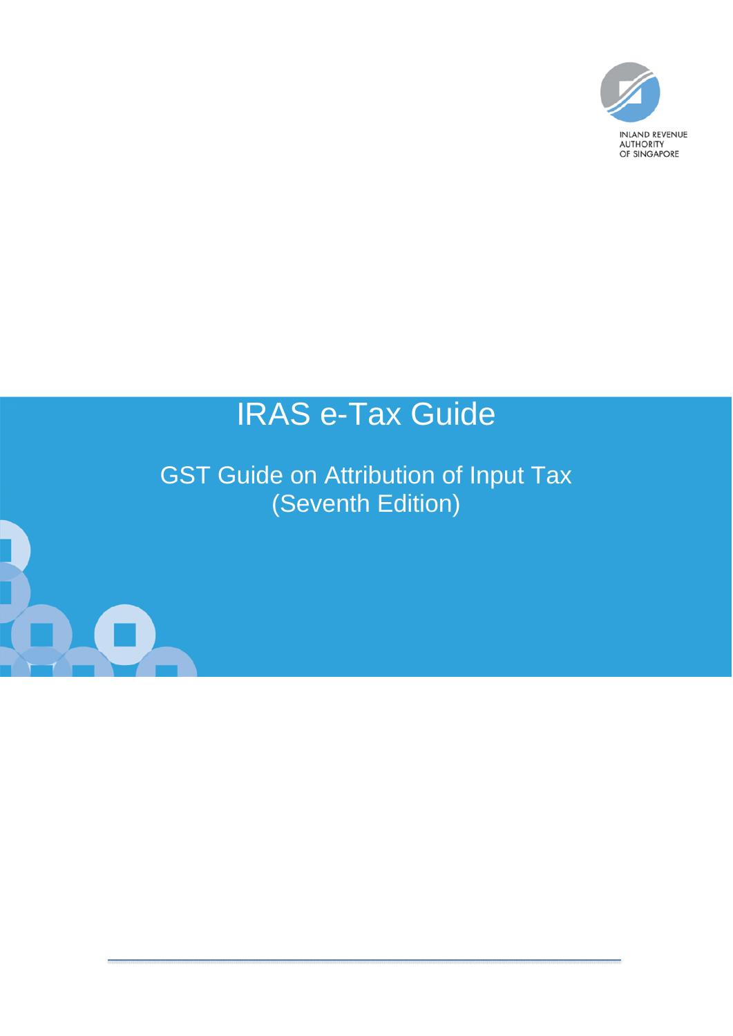INLAND REVENUE
AUTHORITY
OF SINGAPORE

# IRAS e-Tax Guide

## GST Guide on Attribution of Input Tax (Seventh Edition)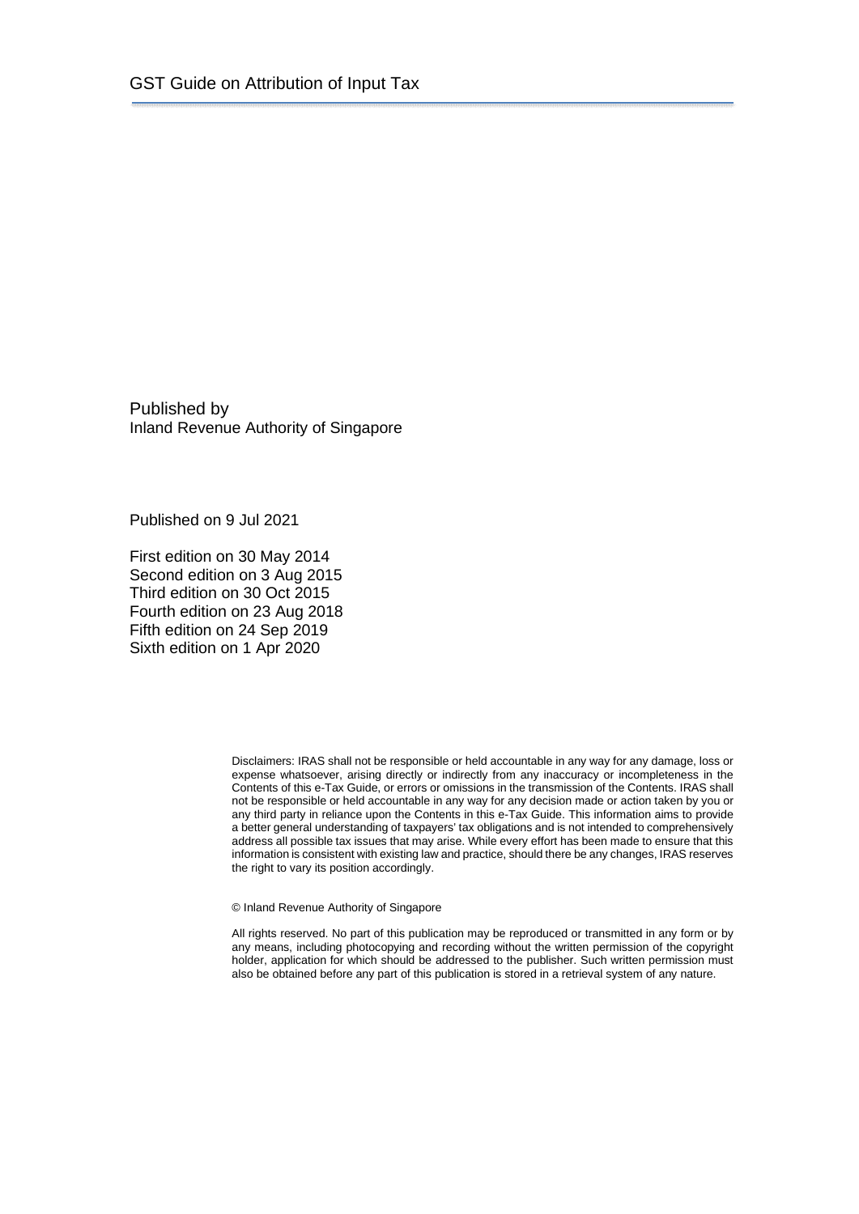Published by
Inland Revenue Authority of Singapore

Published on 9 Jul 2021

First edition on 30 May 2014
Second edition on 3 Aug 2015
Third edition on 30 Oct 2015
Fourth edition on 23 Aug 2018
Fifth edition on 24 Sep 2019
Sixth edition on 1 Apr 2020

Disclaimers: IRAS shall not be responsible or held accountable in any way for any damage, loss or expense whatsoever, arising directly or indirectly from any inaccuracy or incompleteness in the Contents of this e-Tax Guide, or errors or omissions in the transmission of the Contents. IRAS shall not be responsible or held accountable in any way for any decision made or action taken by you or any third party in reliance upon the Contents in this e-Tax Guide. This information aims to provide a better general understanding of taxpayers' tax obligations and is not intended to comprehensively address all possible tax issues that may arise. While every effort has been made to ensure that this information is consistent with existing law and practice, should there be any changes, IRAS reserves the right to vary its position accordingly.

© Inland Revenue Authority of Singapore

All rights reserved. No part of this publication may be reproduced or transmitted in any form or by any means, including photocopying and recording without the written permission of the copyright holder, application for which should be addressed to the publisher. Such written permission must also be obtained before any part of this publication is stored in a retrieval system of any nature.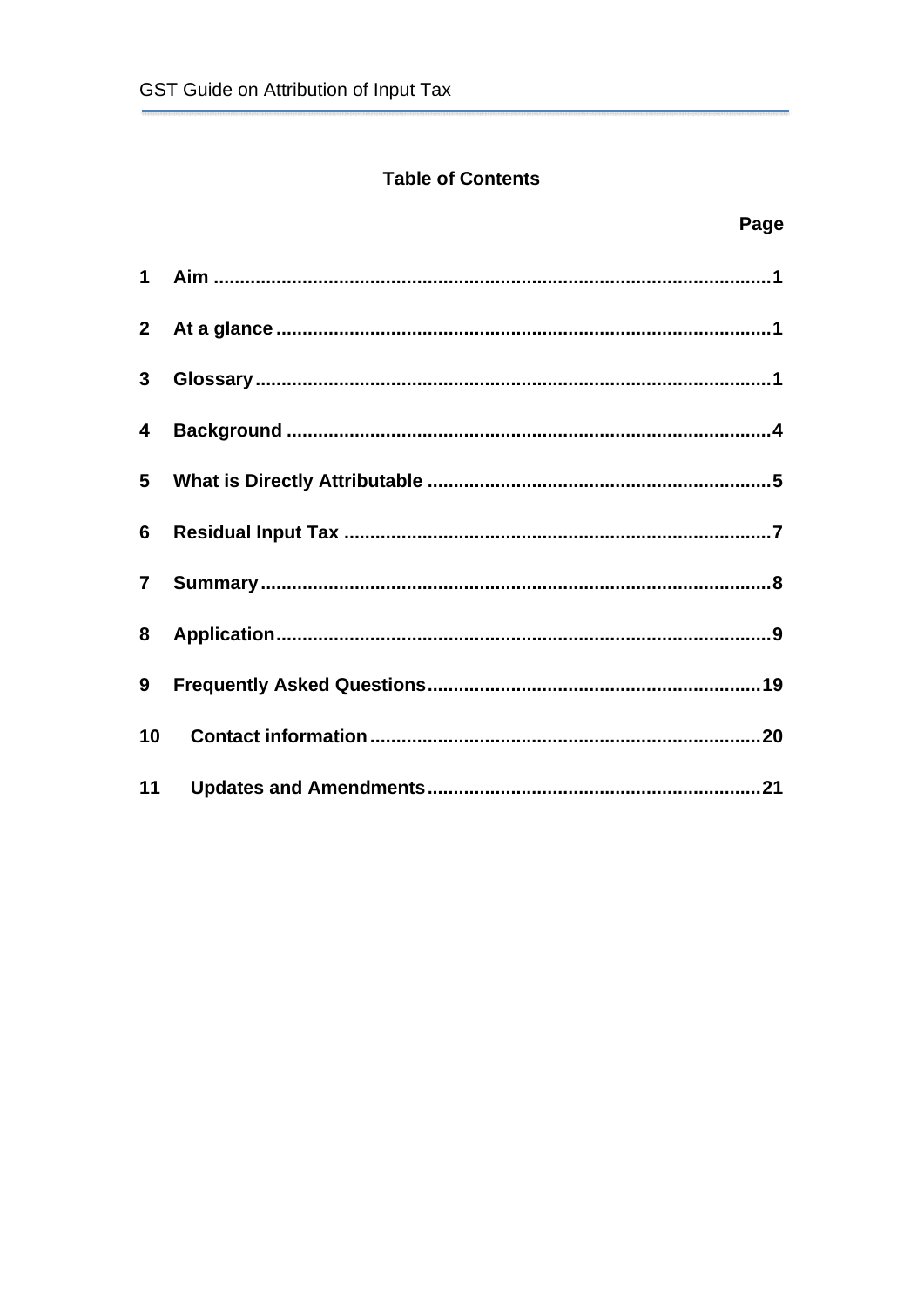## Table of Contents

| | | Page |
|---|---|---|
| 1 | Aim | 1 |
| 2 | At a glance | 1 |
| 3 | Glossary | 1 |
| 4 | Background | 4 |
| 5 | What is Directly Attributable | 5 |
| 6 | Residual Input Tax | 7 |
| 7 | Summary | 8 |
| 8 | Application | 9 |
| 9 | Frequently Asked Questions | 19 |
| 10 | Contact information | 20 |
| 11 | Updates and Amendments | 21 |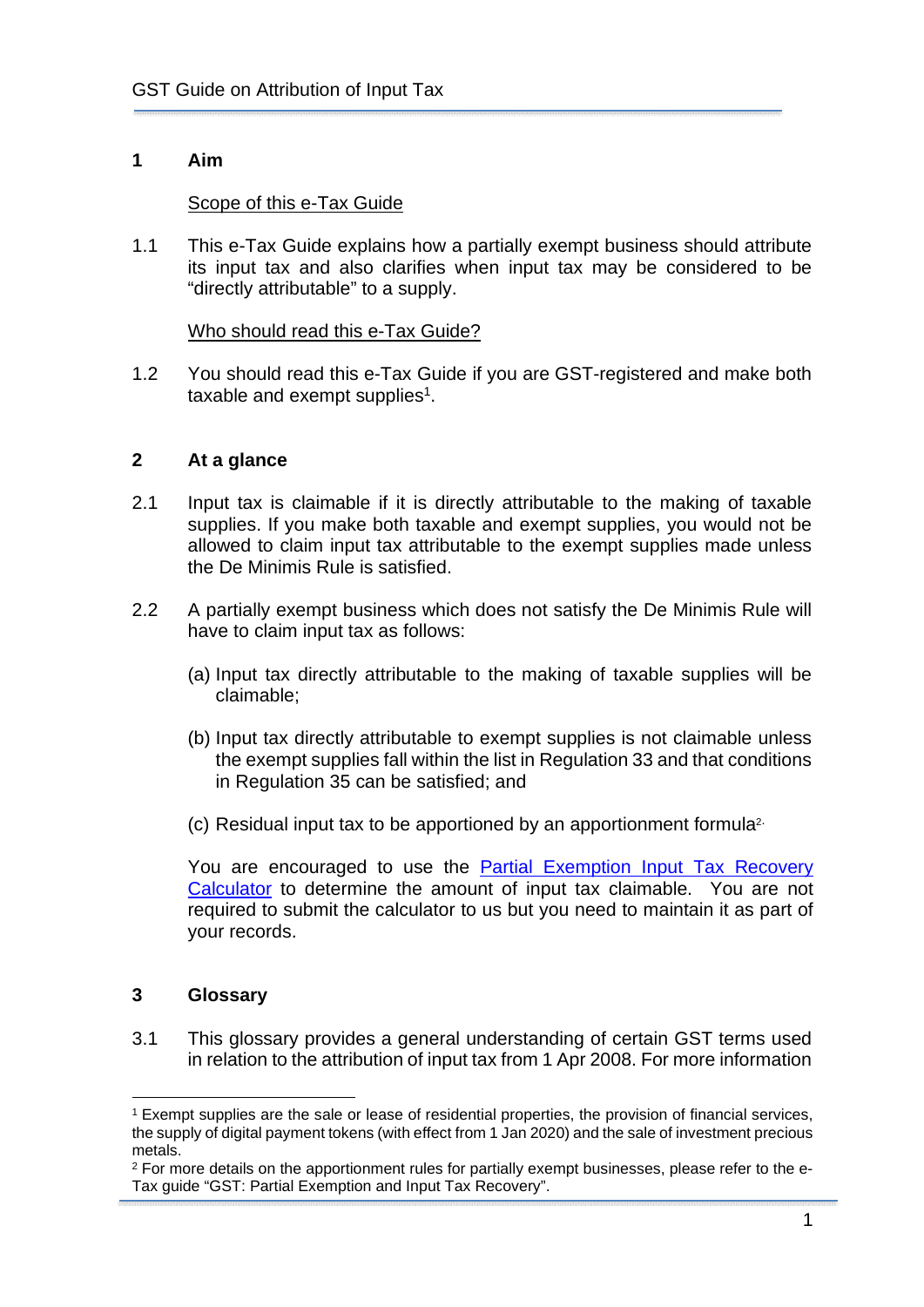## 1 Aim

Scope of this e-Tax Guide

1.1 This e-Tax Guide explains how a partially exempt business should attribute its input tax and also clarifies when input tax may be considered to be "directly attributable" to a supply.

Who should read this e-Tax Guide?

1.2 You should read this e-Tax Guide if you are GST-registered and make both taxable and exempt supplies[1].

## 2 At a glance

2.1 Input tax is claimable if it is directly attributable to the making of taxable supplies. If you make both taxable and exempt supplies, you would not be allowed to claim input tax attributable to the exempt supplies made unless the De Minimis Rule is satisfied.

2.2 A partially exempt business which does not satisfy the De Minimis Rule will have to claim input tax as follows:

(a) Input tax directly attributable to the making of taxable supplies will be claimable;

(b) Input tax directly attributable to exempt supplies is not claimable unless the exempt supplies fall within the list in Regulation 33 and that conditions in Regulation 35 can be satisfied; and

(c) Residual input tax to be apportioned by an apportionment formula[2].

You are encouraged to use the Partial Exemption Input Tax Recovery Calculator to determine the amount of input tax claimable. You are not required to submit the calculator to us but you need to maintain it as part of your records.

## 3 Glossary

3.1 This glossary provides a general understanding of certain GST terms used in relation to the attribution of input tax from 1 Apr 2008. For more information

---

[1] Exempt supplies are the sale or lease of residential properties, the provision of financial services, the supply of digital payment tokens (with effect from 1 Jan 2020) and the sale of investment precious metals.

[2] For more details on the apportionment rules for partially exempt businesses, please refer to the e-Tax guide "GST: Partial Exemption and Input Tax Recovery".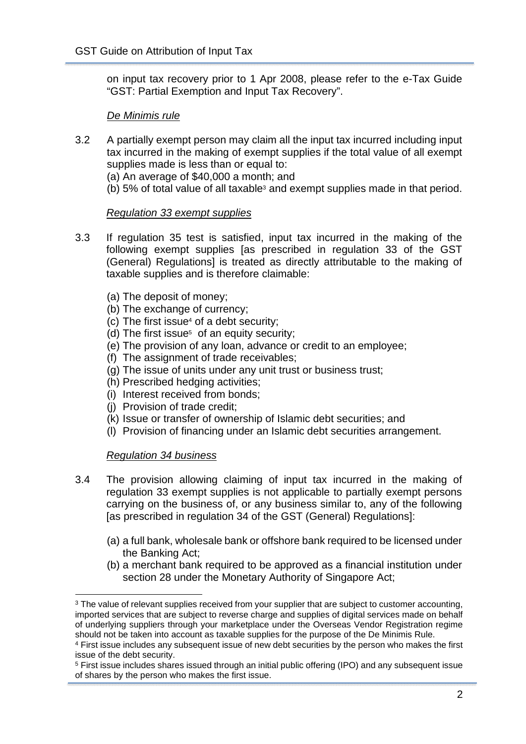on input tax recovery prior to 1 Apr 2008, please refer to the e-Tax Guide "GST: Partial Exemption and Input Tax Recovery".

*De Minimis rule*

3.2 A partially exempt person may claim all the input tax incurred including input tax incurred in the making of exempt supplies if the total value of all exempt supplies made is less than or equal to:

(a) An average of $40,000 a month; and

(b) 5% of total value of all taxable[3] and exempt supplies made in that period.

*Regulation 33 exempt supplies*

3.3 If regulation 35 test is satisfied, input tax incurred in the making of the following exempt supplies [as prescribed in regulation 33 of the GST (General) Regulations] is treated as directly attributable to the making of taxable supplies and is therefore claimable:

(a) The deposit of money;
(b) The exchange of currency;
(c) The first issue[4] of a debt security;
(d) The first issue[5] of an equity security;
(e) The provision of any loan, advance or credit to an employee;
(f) The assignment of trade receivables;
(g) The issue of units under any unit trust or business trust;
(h) Prescribed hedging activities;
(i) Interest received from bonds;
(j) Provision of trade credit;
(k) Issue or transfer of ownership of Islamic debt securities; and
(l) Provision of financing under an Islamic debt securities arrangement.

*Regulation 34 business*

3.4 The provision allowing claiming of input tax incurred in the making of regulation 33 exempt supplies is not applicable to partially exempt persons carrying on the business of, or any business similar to, any of the following [as prescribed in regulation 34 of the GST (General) Regulations]:

(a) a full bank, wholesale bank or offshore bank required to be licensed under the Banking Act;
(b) a merchant bank required to be approved as a financial institution under section 28 under the Monetary Authority of Singapore Act;

---

[3] The value of relevant supplies received from your supplier that are subject to customer accounting, imported services that are subject to reverse charge and supplies of digital services made on behalf of underlying suppliers through your marketplace under the Overseas Vendor Registration regime should not be taken into account as taxable supplies for the purpose of the De Minimis Rule.

[4] First issue includes any subsequent issue of new debt securities by the person who makes the first issue of the debt security.

[5] First issue includes shares issued through an initial public offering (IPO) and any subsequent issue of shares by the person who makes the first issue.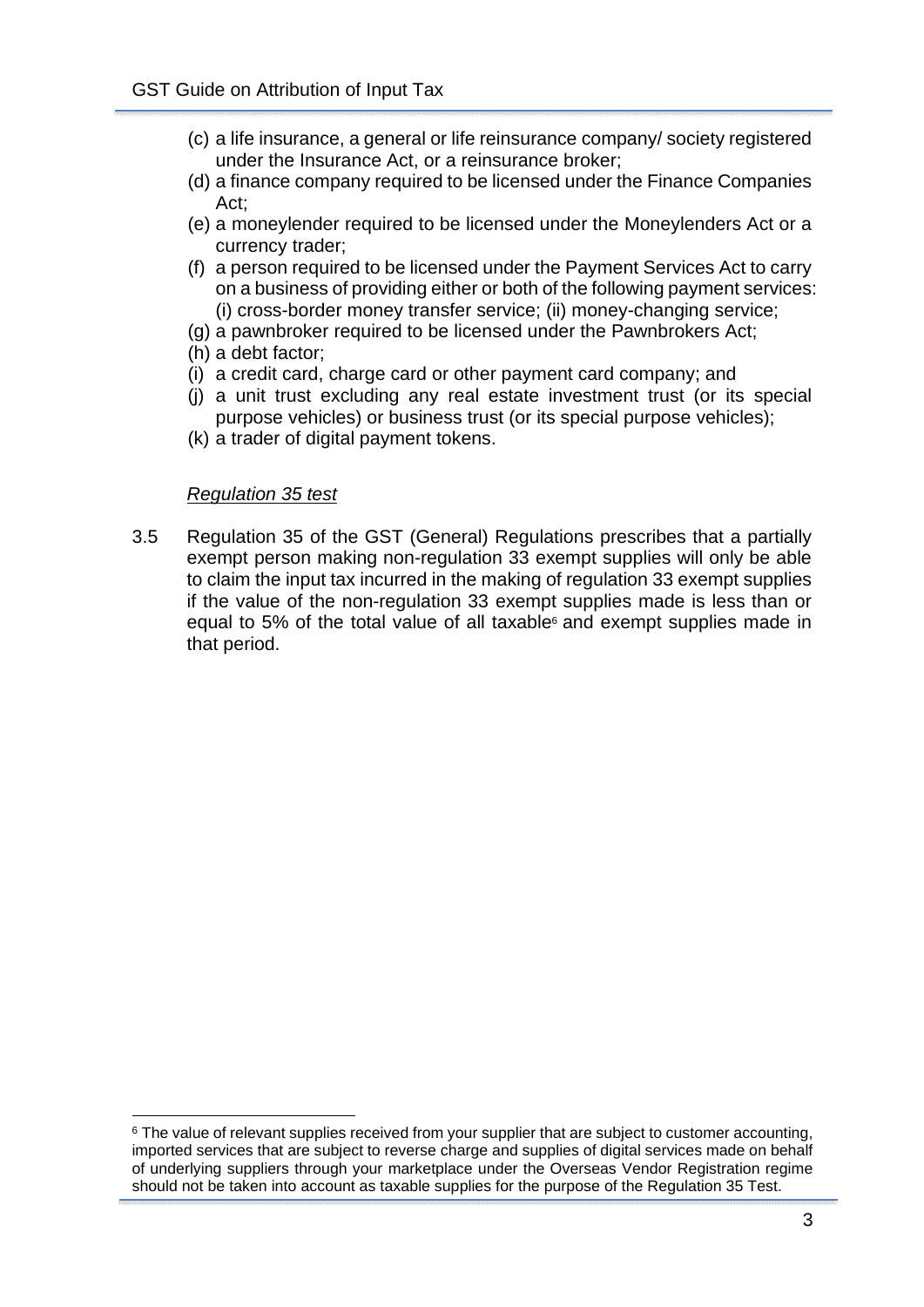(c) a life insurance, a general or life reinsurance company/ society registered under the Insurance Act, or a reinsurance broker;

(d) a finance company required to be licensed under the Finance Companies Act;

(e) a moneylender required to be licensed under the Moneylenders Act or a currency trader;

(f) a person required to be licensed under the Payment Services Act to carry on a business of providing either or both of the following payment services: (i) cross-border money transfer service; (ii) money-changing service;

(g) a pawnbroker required to be licensed under the Pawnbrokers Act;

(h) a debt factor;

(i) a credit card, charge card or other payment card company; and

(j) a unit trust excluding any real estate investment trust (or its special purpose vehicles) or business trust (or its special purpose vehicles);

(k) a trader of digital payment tokens.

*Regulation 35 test*

3.5 Regulation 35 of the GST (General) Regulations prescribes that a partially exempt person making non-regulation 33 exempt supplies will only be able to claim the input tax incurred in the making of regulation 33 exempt supplies if the value of the non-regulation 33 exempt supplies made is less than or equal to 5% of the total value of all taxable[6] and exempt supplies made in that period.

[6] The value of relevant supplies received from your supplier that are subject to customer accounting, imported services that are subject to reverse charge and supplies of digital services made on behalf of underlying suppliers through your marketplace under the Overseas Vendor Registration regime should not be taken into account as taxable supplies for the purpose of the Regulation 35 Test.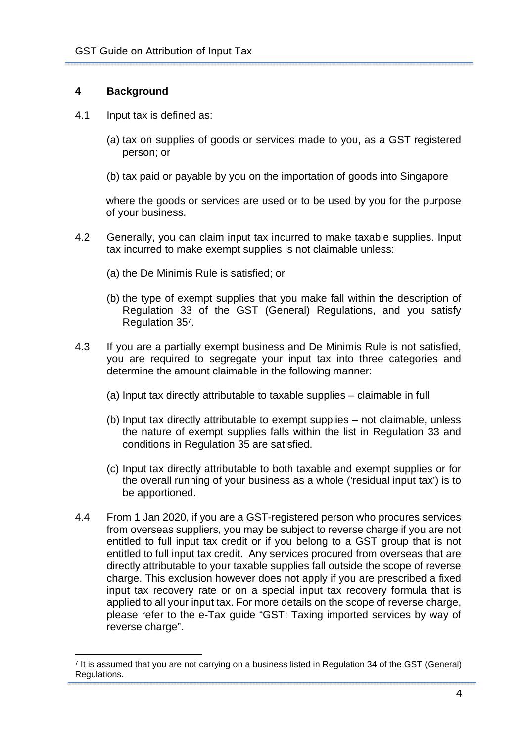## 4 Background

4.1 Input tax is defined as:

(a) tax on supplies of goods or services made to you, as a GST registered person; or

(b) tax paid or payable by you on the importation of goods into Singapore

where the goods or services are used or to be used by you for the purpose of your business.

4.2 Generally, you can claim input tax incurred to make taxable supplies. Input tax incurred to make exempt supplies is not claimable unless:

(a) the De Minimis Rule is satisfied; or

(b) the type of exempt supplies that you make fall within the description of Regulation 33 of the GST (General) Regulations, and you satisfy Regulation 35[7].

4.3 If you are a partially exempt business and De Minimis Rule is not satisfied, you are required to segregate your input tax into three categories and determine the amount claimable in the following manner:

(a) Input tax directly attributable to taxable supplies – claimable in full

(b) Input tax directly attributable to exempt supplies – not claimable, unless the nature of exempt supplies falls within the list in Regulation 33 and conditions in Regulation 35 are satisfied.

(c) Input tax directly attributable to both taxable and exempt supplies or for the overall running of your business as a whole ('residual input tax') is to be apportioned.

4.4 From 1 Jan 2020, if you are a GST-registered person who procures services from overseas suppliers, you may be subject to reverse charge if you are not entitled to full input tax credit or if you belong to a GST group that is not entitled to full input tax credit. Any services procured from overseas that are directly attributable to your taxable supplies fall outside the scope of reverse charge. This exclusion however does not apply if you are prescribed a fixed input tax recovery rate or on a special input tax recovery formula that is applied to all your input tax. For more details on the scope of reverse charge, please refer to the e-Tax guide "GST: Taxing imported services by way of reverse charge".

---

[7] It is assumed that you are not carrying on a business listed in Regulation 34 of the GST (General) Regulations.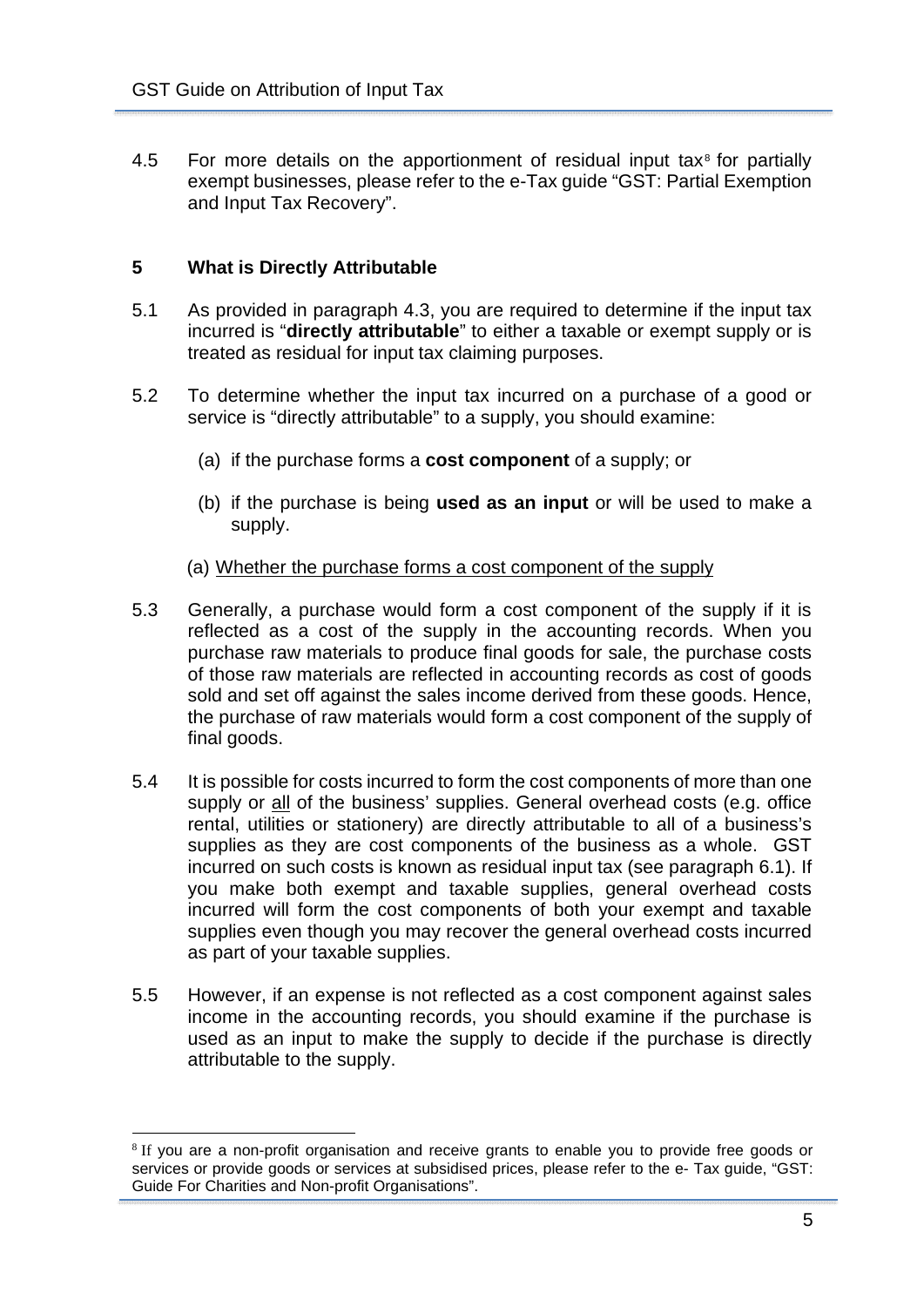4.5 For more details on the apportionment of residual input tax[8] for partially exempt businesses, please refer to the e-Tax guide "GST: Partial Exemption and Input Tax Recovery".

## 5 What is Directly Attributable

5.1 As provided in paragraph 4.3, you are required to determine if the input tax incurred is "**directly attributable**" to either a taxable or exempt supply or is treated as residual for input tax claiming purposes.

5.2 To determine whether the input tax incurred on a purchase of a good or service is "directly attributable" to a supply, you should examine:

(a) if the purchase forms a **cost component** of a supply; or

(b) if the purchase is being **used as an input** or will be used to make a supply.

(a) <u>Whether the purchase forms a cost component of the supply</u>

5.3 Generally, a purchase would form a cost component of the supply if it is reflected as a cost of the supply in the accounting records. When you purchase raw materials to produce final goods for sale, the purchase costs of those raw materials are reflected in accounting records as cost of goods sold and set off against the sales income derived from these goods. Hence, the purchase of raw materials would form a cost component of the supply of final goods.

5.4 It is possible for costs incurred to form the cost components of more than one supply or <u>all</u> of the business' supplies. General overhead costs (e.g. office rental, utilities or stationery) are directly attributable to all of a business's supplies as they are cost components of the business as a whole. GST incurred on such costs is known as residual input tax (see paragraph 6.1). If you make both exempt and taxable supplies, general overhead costs incurred will form the cost components of both your exempt and taxable supplies even though you may recover the general overhead costs incurred as part of your taxable supplies.

5.5 However, if an expense is not reflected as a cost component against sales income in the accounting records, you should examine if the purchase is used as an input to make the supply to decide if the purchase is directly attributable to the supply.

---

[8] If you are a non-profit organisation and receive grants to enable you to provide free goods or services or provide goods or services at subsidised prices, please refer to the e- Tax guide, "GST: Guide For Charities and Non-profit Organisations".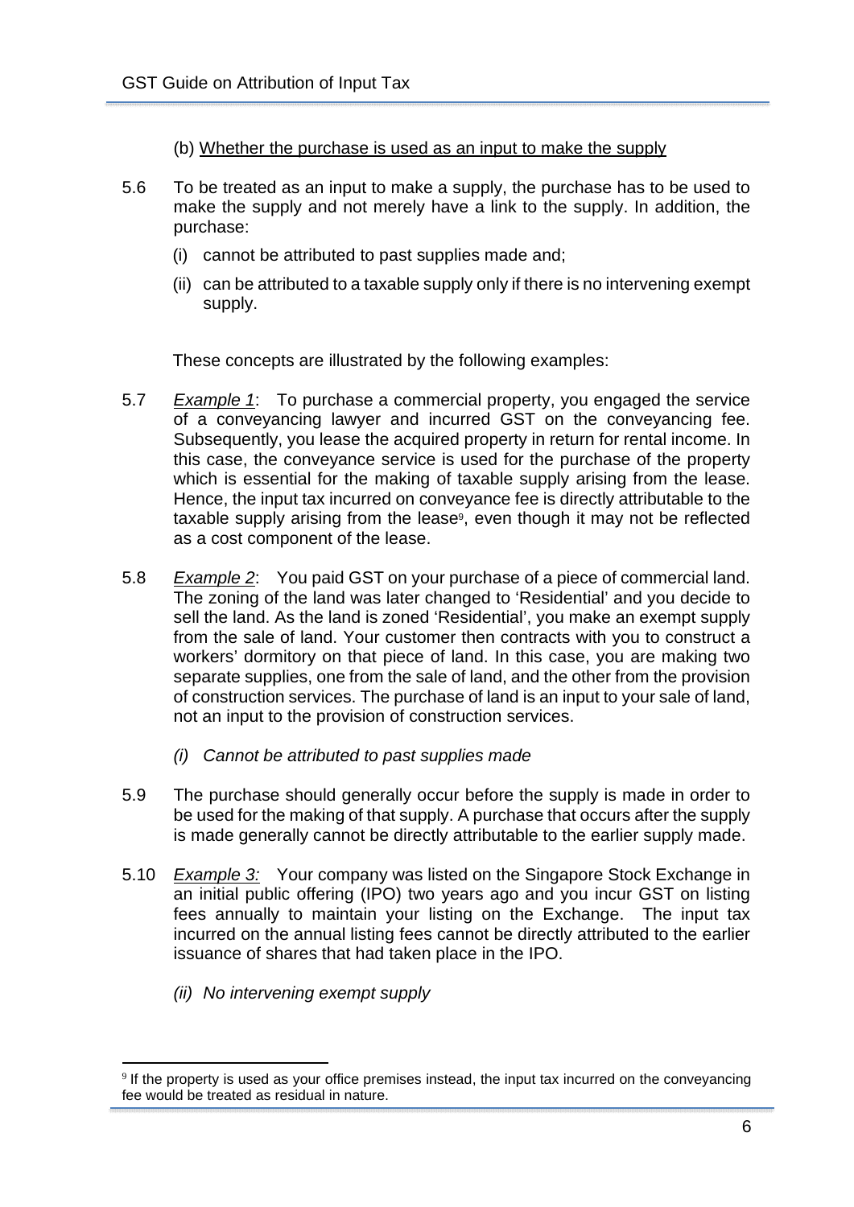(b) Whether the purchase is used as an input to make the supply

5.6 To be treated as an input to make a supply, the purchase has to be used to make the supply and not merely have a link to the supply. In addition, the purchase:

(i) cannot be attributed to past supplies made and;

(ii) can be attributed to a taxable supply only if there is no intervening exempt supply.

These concepts are illustrated by the following examples:

5.7 *Example 1*: To purchase a commercial property, you engaged the service of a conveyancing lawyer and incurred GST on the conveyancing fee. Subsequently, you lease the acquired property in return for rental income. In this case, the conveyance service is used for the purchase of the property which is essential for the making of taxable supply arising from the lease. Hence, the input tax incurred on conveyance fee is directly attributable to the taxable supply arising from the lease[9], even though it may not be reflected as a cost component of the lease.

5.8 *Example 2*: You paid GST on your purchase of a piece of commercial land. The zoning of the land was later changed to 'Residential' and you decide to sell the land. As the land is zoned 'Residential', you make an exempt supply from the sale of land. Your customer then contracts with you to construct a workers' dormitory on that piece of land. In this case, you are making two separate supplies, one from the sale of land, and the other from the provision of construction services. The purchase of land is an input to your sale of land, not an input to the provision of construction services.

*(i) Cannot be attributed to past supplies made*

5.9 The purchase should generally occur before the supply is made in order to be used for the making of that supply. A purchase that occurs after the supply is made generally cannot be directly attributable to the earlier supply made.

5.10 *Example 3:* Your company was listed on the Singapore Stock Exchange in an initial public offering (IPO) two years ago and you incur GST on listing fees annually to maintain your listing on the Exchange. The input tax incurred on the annual listing fees cannot be directly attributed to the earlier issuance of shares that had taken place in the IPO.

*(ii) No intervening exempt supply*

[9] If the property is used as your office premises instead, the input tax incurred on the conveyancing fee would be treated as residual in nature.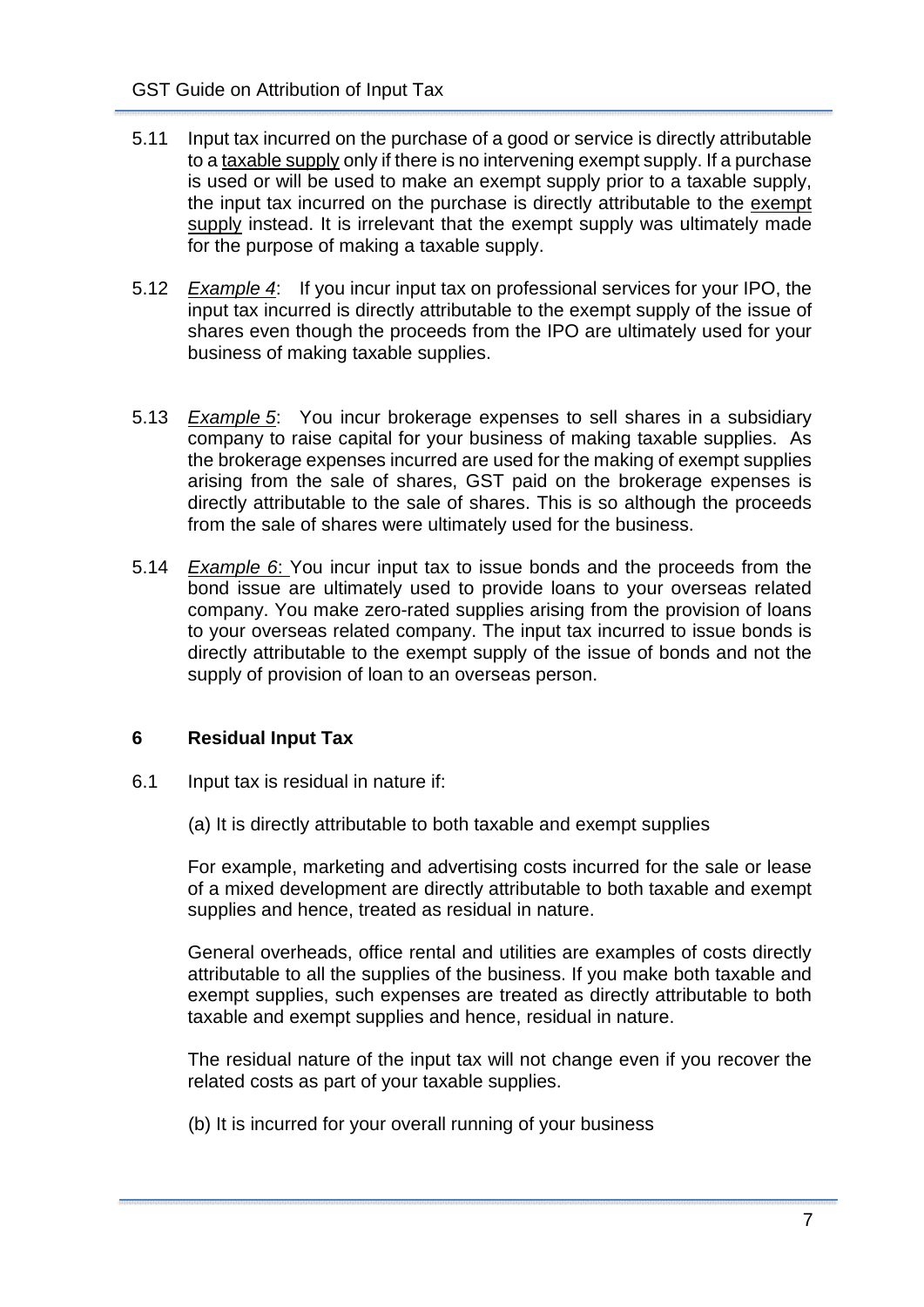5.11 Input tax incurred on the purchase of a good or service is directly attributable to a <u>taxable supply</u> only if there is no intervening exempt supply. If a purchase is used or will be used to make an exempt supply prior to a taxable supply, the input tax incurred on the purchase is directly attributable to the <u>exempt supply</u> instead. It is irrelevant that the exempt supply was ultimately made for the purpose of making a taxable supply.

5.12 *<u>Example 4</u>*: If you incur input tax on professional services for your IPO, the input tax incurred is directly attributable to the exempt supply of the issue of shares even though the proceeds from the IPO are ultimately used for your business of making taxable supplies.

5.13 *<u>Example 5</u>*: You incur brokerage expenses to sell shares in a subsidiary company to raise capital for your business of making taxable supplies. As the brokerage expenses incurred are used for the making of exempt supplies arising from the sale of shares, GST paid on the brokerage expenses is directly attributable to the sale of shares. This is so although the proceeds from the sale of shares were ultimately used for the business.

5.14 *<u>Example 6</u>*: You incur input tax to issue bonds and the proceeds from the bond issue are ultimately used to provide loans to your overseas related company. You make zero-rated supplies arising from the provision of loans to your overseas related company. The input tax incurred to issue bonds is directly attributable to the exempt supply of the issue of bonds and not the supply of provision of loan to an overseas person.

## 6 Residual Input Tax

6.1 Input tax is residual in nature if:

(a) It is directly attributable to both taxable and exempt supplies

For example, marketing and advertising costs incurred for the sale or lease of a mixed development are directly attributable to both taxable and exempt supplies and hence, treated as residual in nature.

General overheads, office rental and utilities are examples of costs directly attributable to all the supplies of the business. If you make both taxable and exempt supplies, such expenses are treated as directly attributable to both taxable and exempt supplies and hence, residual in nature.

The residual nature of the input tax will not change even if you recover the related costs as part of your taxable supplies.

(b) It is incurred for your overall running of your business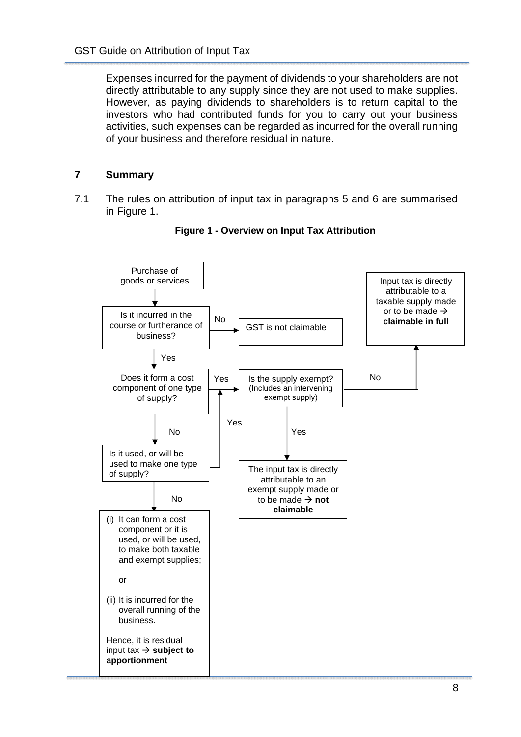Expenses incurred for the payment of dividends to your shareholders are not directly attributable to any supply since they are not used to make supplies. However, as paying dividends to shareholders is to return capital to the investors who had contributed funds for you to carry out your business activities, such expenses can be regarded as incurred for the overall running of your business and therefore residual in nature.

## 7 Summary

7.1 The rules on attribution of input tax in paragraphs 5 and 6 are summarised in Figure 1.

**Figure 1 - Overview on Input Tax Attribution**

Purchase of goods or services

↓

Is it incurred in the course or furtherance of business?

- No → GST is not claimable
- Yes ↓

Does it form a cost component of one type of supply?

- Yes → Is the supply exempt? (Includes an intervening exempt supply)
  - No → Input tax is directly attributable to a taxable supply made or to be made → **claimable in full**
  - Yes → The input tax is directly attributable to an exempt supply made or to be made → **not claimable**
- No ↓

Is it used, or will be used to make one type of supply?

- Yes → Is the supply exempt? (Includes an intervening exempt supply)
- No ↓

(i) It can form a cost component or it is used, or will be used, to make both taxable and exempt supplies;

or

(ii) It is incurred for the overall running of the business.

Hence, it is residual input tax → **subject to apportionment**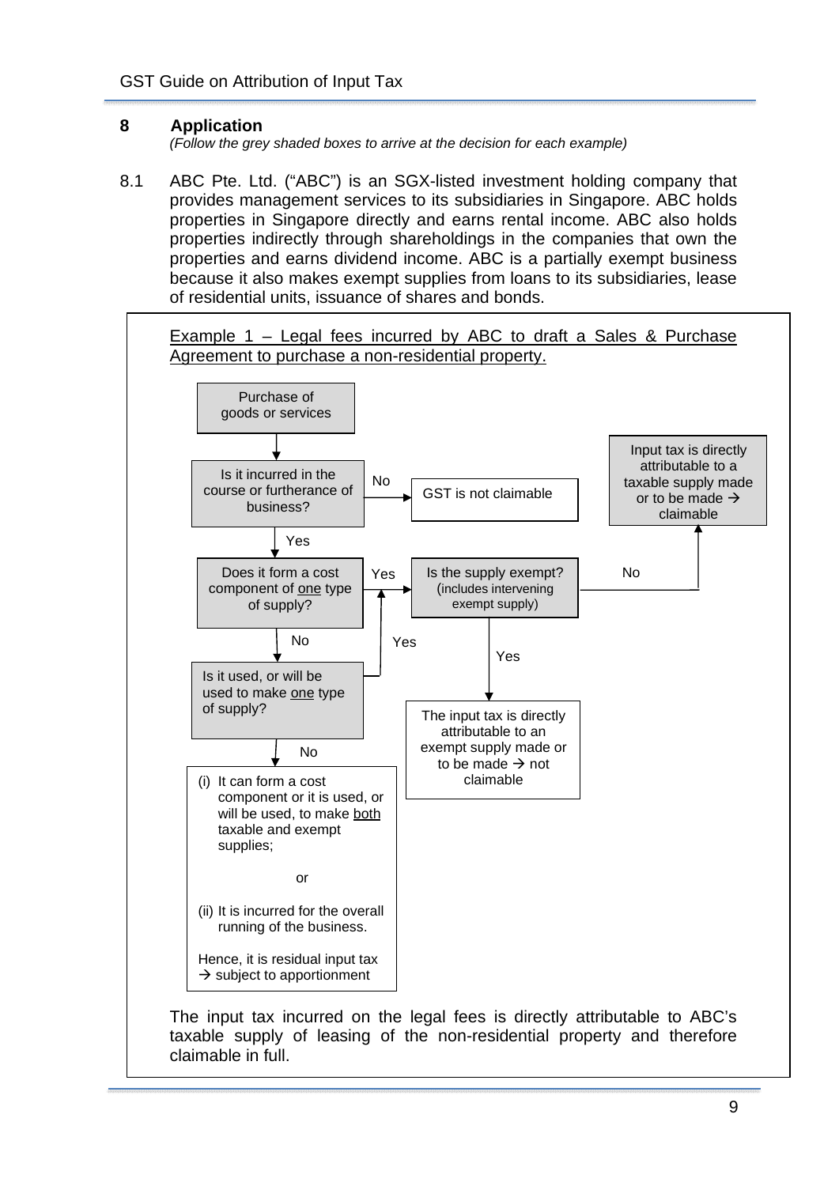## 8 Application

*(Follow the grey shaded boxes to arrive at the decision for each example)*

8.1 ABC Pte. Ltd. ("ABC") is an SGX-listed investment holding company that provides management services to its subsidiaries in Singapore. ABC holds properties in Singapore directly and earns rental income. ABC also holds properties indirectly through shareholdings in the companies that own the properties and earns dividend income. ABC is a partially exempt business because it also makes exempt supplies from loans to its subsidiaries, lease of residential units, issuance of shares and bonds.

Example 1 – Legal fees incurred by ABC to draft a Sales & Purchase Agreement to purchase a non-residential property.

Purchase of goods or services

↓

Is it incurred in the course or furtherance of business?
- No → GST is not claimable
- Yes ↓

Does it form a cost component of one type of supply?
- Yes → Is the supply exempt? (includes intervening exempt supply)
  - No → Input tax is directly attributable to a taxable supply made or to be made → claimable
  - Yes → The input tax is directly attributable to an exempt supply made or to be made → not claimable
- No ↓

Is it used, or will be used to make one type of supply?
- Yes → Is the supply exempt? (includes intervening exempt supply)
- No ↓

(i) It can form a cost component or it is used, or will be used, to make both taxable and exempt supplies;

or

(ii) It is incurred for the overall running of the business.

Hence, it is residual input tax → subject to apportionment

The input tax incurred on the legal fees is directly attributable to ABC's taxable supply of leasing of the non-residential property and therefore claimable in full.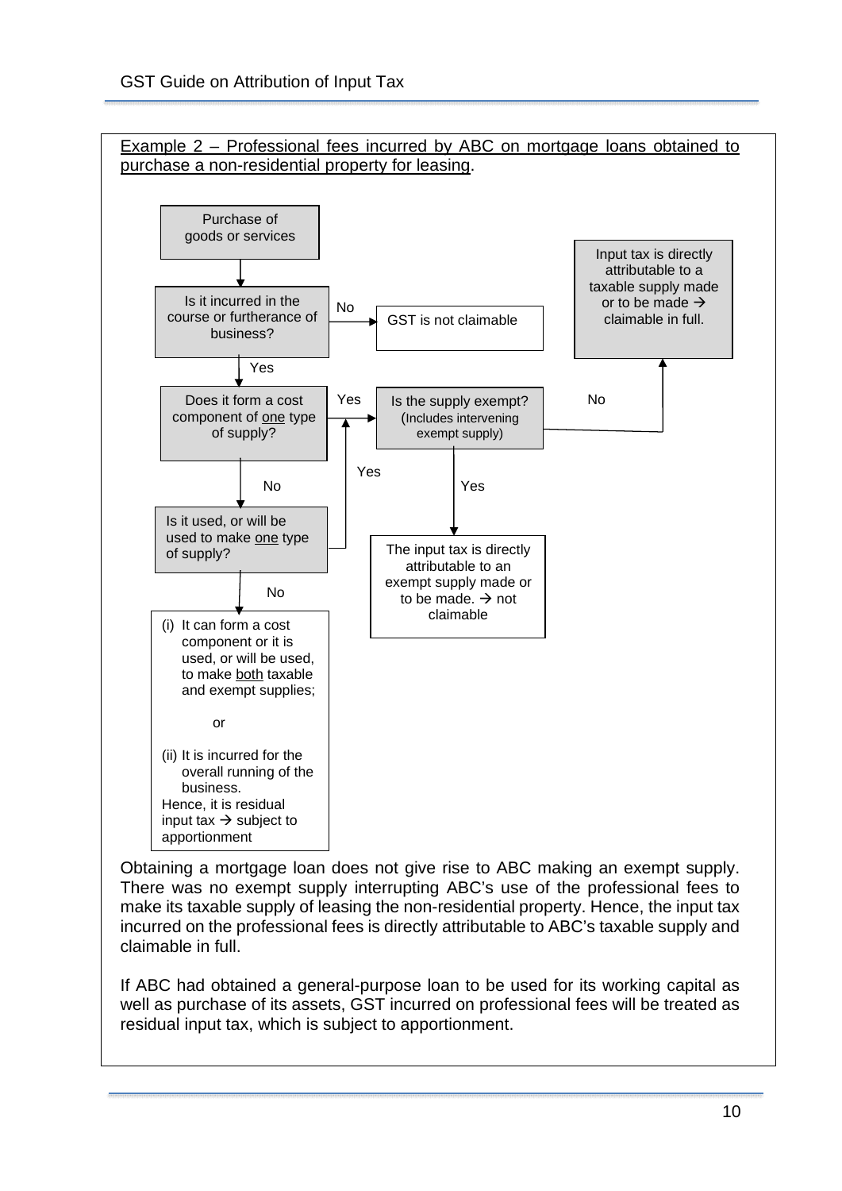Example 2 – Professional fees incurred by ABC on mortgage loans obtained to purchase a non-residential property for leasing.

Purchase of goods or services

Is it incurred in the course or furtherance of business?

No → GST is not claimable

Yes ↓

Does it form a cost component of one type of supply?

Yes → Is the supply exempt? (Includes intervening exempt supply)

No → Input tax is directly attributable to a taxable supply made or to be made → claimable in full.

Yes → The input tax is directly attributable to an exempt supply made or to be made. → not claimable

No ↓

Is it used, or will be used to make one type of supply?

Yes → Is the supply exempt?

No ↓

(i) It can form a cost component or it is used, or will be used, to make both taxable and exempt supplies;

or

(ii) It is incurred for the overall running of the business.

Hence, it is residual input tax → subject to apportionment

Obtaining a mortgage loan does not give rise to ABC making an exempt supply. There was no exempt supply interrupting ABC's use of the professional fees to make its taxable supply of leasing the non-residential property. Hence, the input tax incurred on the professional fees is directly attributable to ABC's taxable supply and claimable in full.

If ABC had obtained a general-purpose loan to be used for its working capital as well as purchase of its assets, GST incurred on professional fees will be treated as residual input tax, which is subject to apportionment.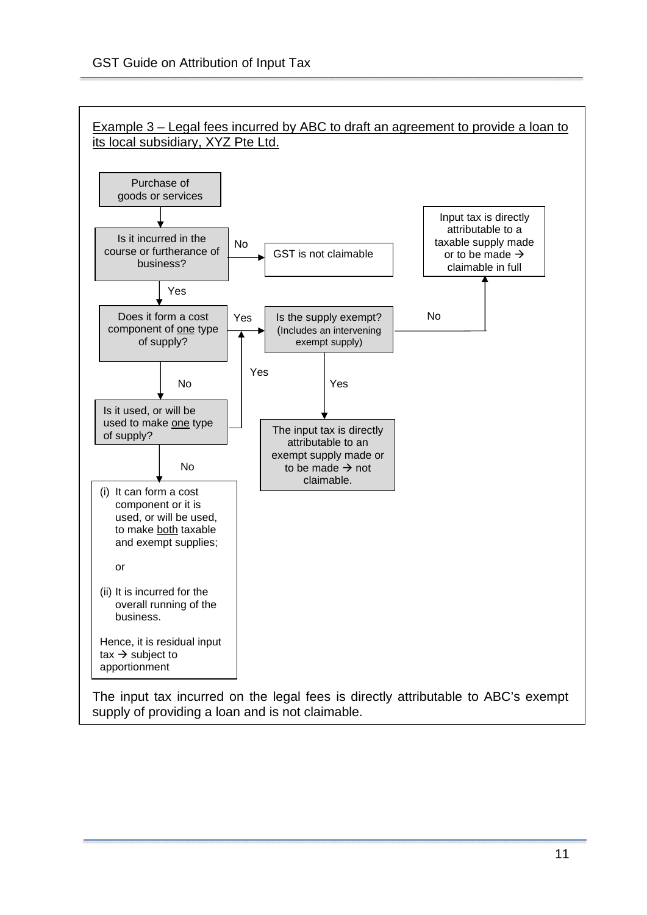Example 3 – Legal fees incurred by ABC to draft an agreement to provide a loan to its local subsidiary, XYZ Pte Ltd.

Purchase of goods or services

Is it incurred in the course or furtherance of business?

No → GST is not claimable

Yes

Does it form a cost component of one type of supply?

Yes → Is the supply exempt? (Includes an intervening exempt supply)

No → Input tax is directly attributable to a taxable supply made or to be made → claimable in full

Yes → The input tax is directly attributable to an exempt supply made or to be made → not claimable.

No

Is it used, or will be used to make one type of supply?

Yes → Is the supply exempt?

No

(i) It can form a cost component or it is used, or will be used, to make both taxable and exempt supplies;

or

(ii) It is incurred for the overall running of the business.

Hence, it is residual input tax → subject to apportionment

The input tax incurred on the legal fees is directly attributable to ABC's exempt supply of providing a loan and is not claimable.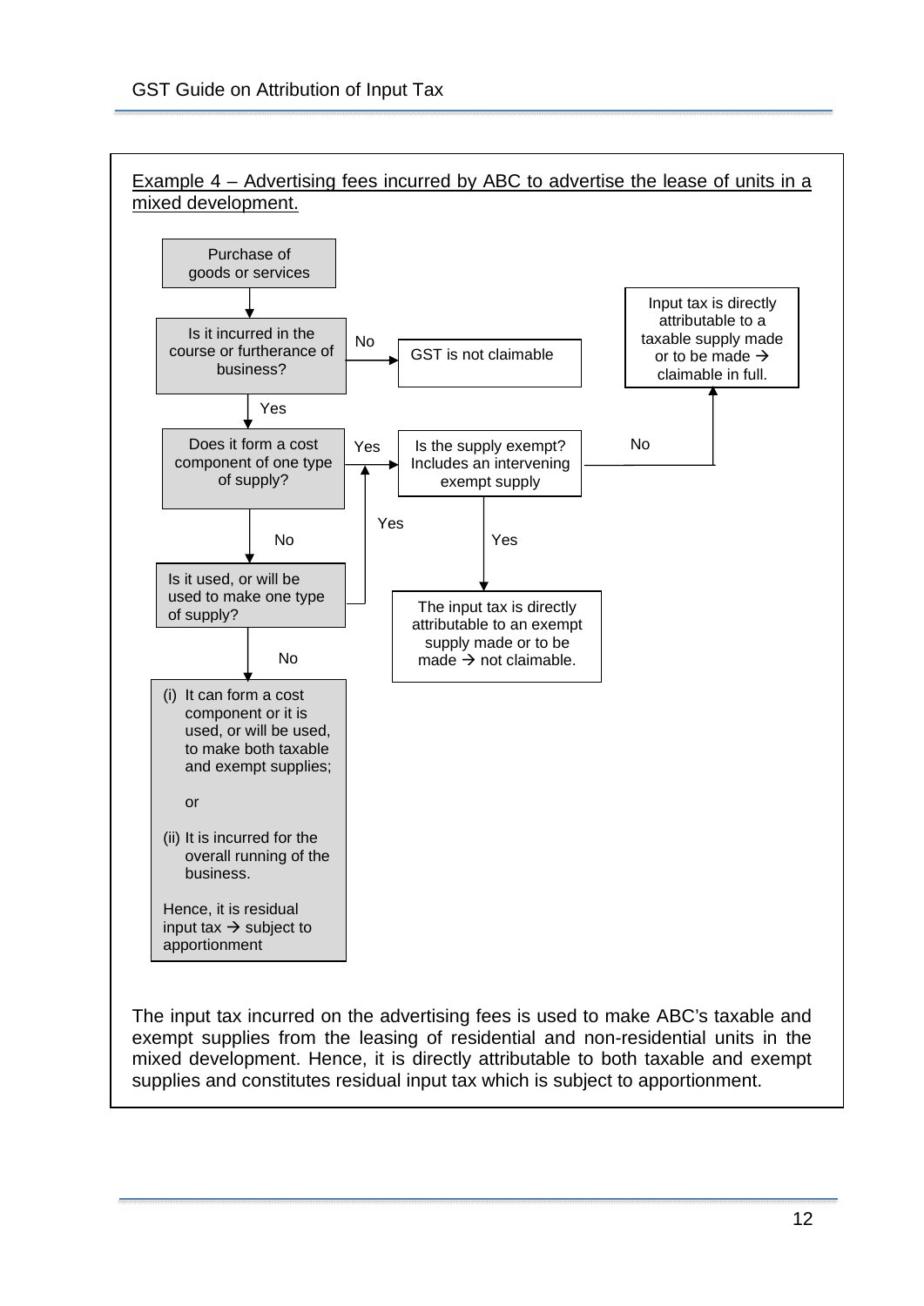Example 4 – Advertising fees incurred by ABC to advertise the lease of units in a mixed development.

Purchase of goods or services

Is it incurred in the course or furtherance of business?

No → GST is not claimable

Yes ↓

Does it form a cost component of one type of supply?

Yes → Is the supply exempt? Includes an intervening exempt supply

No → Input tax is directly attributable to a taxable supply made or to be made → claimable in full.

Yes → The input tax is directly attributable to an exempt supply made or to be made → not claimable.

No ↓

Is it used, or will be used to make one type of supply?

Yes → Is the supply exempt? Includes an intervening exempt supply

No ↓

(i) It can form a cost component or it is used, or will be used, to make both taxable and exempt supplies;

or

(ii) It is incurred for the overall running of the business.

Hence, it is residual input tax → subject to apportionment

The input tax incurred on the advertising fees is used to make ABC's taxable and exempt supplies from the leasing of residential and non-residential units in the mixed development. Hence, it is directly attributable to both taxable and exempt supplies and constitutes residual input tax which is subject to apportionment.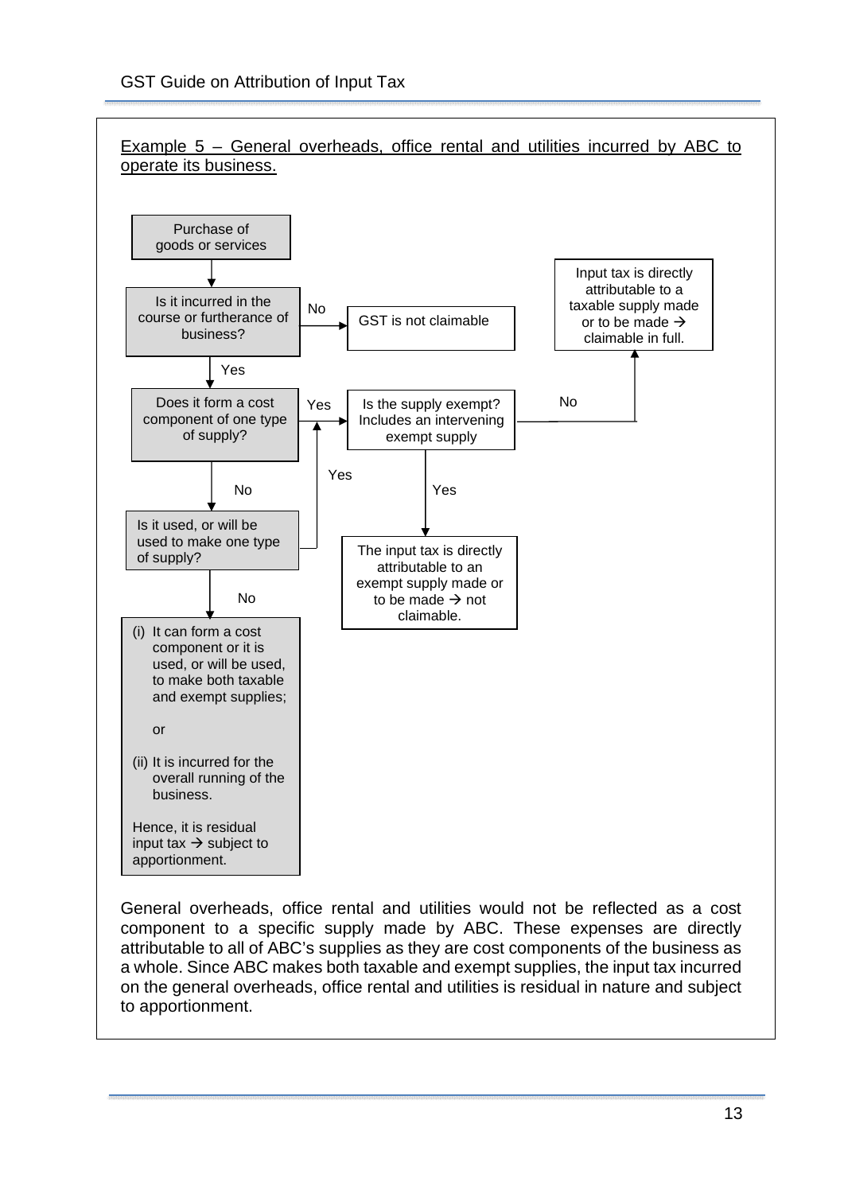Example 5 – General overheads, office rental and utilities incurred by ABC to operate its business.

Purchase of goods or services

Is it incurred in the course or furtherance of business?

No → GST is not claimable

Yes

Does it form a cost component of one type of supply?

Yes → Is the supply exempt? Includes an intervening exempt supply

No → Input tax is directly attributable to a taxable supply made or to be made → claimable in full.

Yes → The input tax is directly attributable to an exempt supply made or to be made → not claimable.

No

Is it used, or will be used to make one type of supply?

Yes → Is the supply exempt? Includes an intervening exempt supply

No

(i) It can form a cost component or it is used, or will be used, to make both taxable and exempt supplies;

or

(ii) It is incurred for the overall running of the business.

Hence, it is residual input tax → subject to apportionment.

General overheads, office rental and utilities would not be reflected as a cost component to a specific supply made by ABC. These expenses are directly attributable to all of ABC's supplies as they are cost components of the business as a whole. Since ABC makes both taxable and exempt supplies, the input tax incurred on the general overheads, office rental and utilities is residual in nature and subject to apportionment.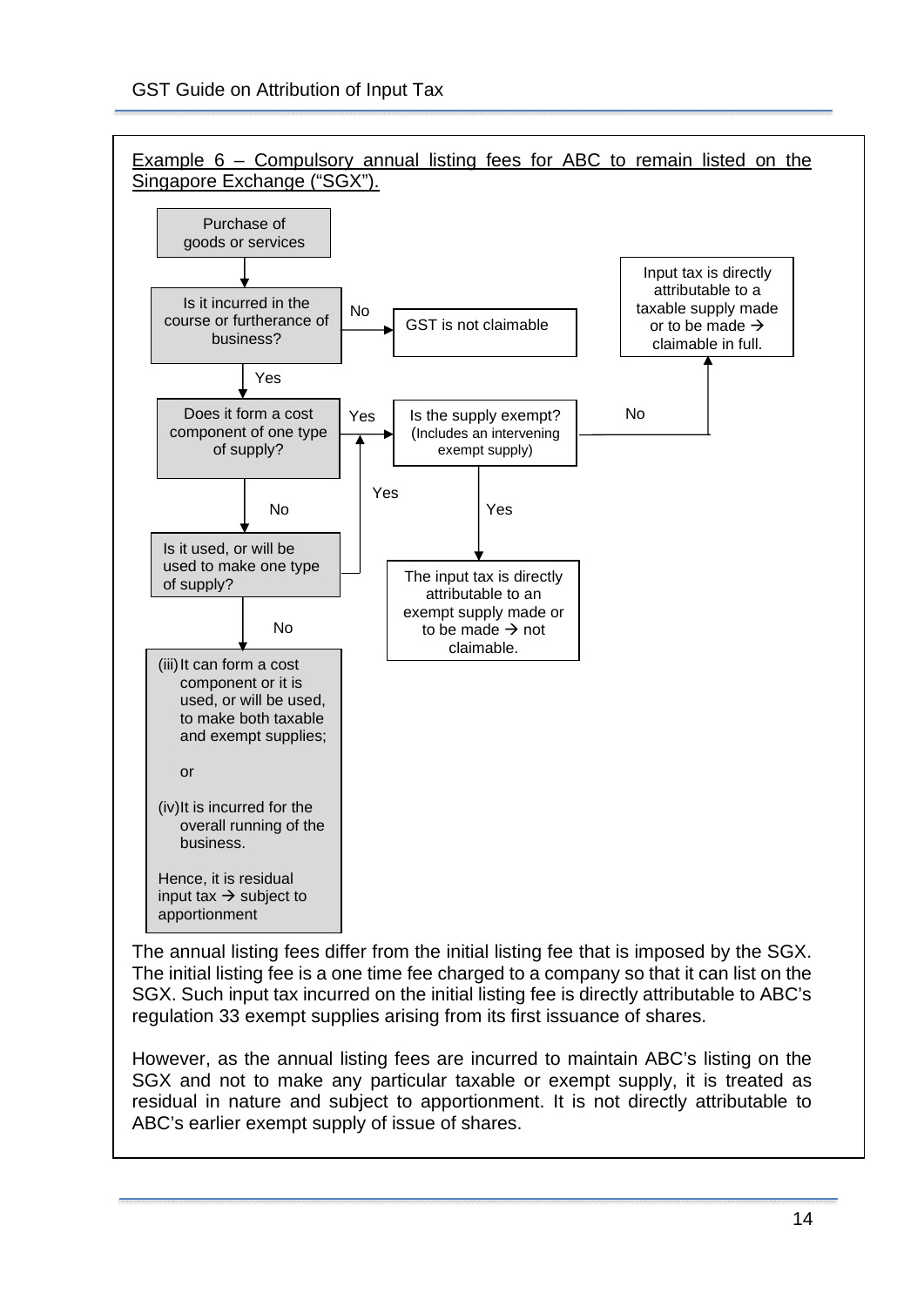Example 6 – Compulsory annual listing fees for ABC to remain listed on the Singapore Exchange ("SGX").

Purchase of goods or services

Is it incurred in the course or furtherance of business?
- No → GST is not claimable
- Yes ↓

Does it form a cost component of one type of supply?
- Yes → Is the supply exempt? (Includes an intervening exempt supply)
  - No → Input tax is directly attributable to a taxable supply made or to be made → claimable in full.
  - Yes → The input tax is directly attributable to an exempt supply made or to be made → not claimable.
- No ↓

Is it used, or will be used to make one type of supply?
- Yes → Is the supply exempt?
- No ↓

(iii) It can form a cost component or it is used, or will be used, to make both taxable and exempt supplies;

or

(iv) It is incurred for the overall running of the business.

Hence, it is residual input tax → subject to apportionment

The annual listing fees differ from the initial listing fee that is imposed by the SGX. The initial listing fee is a one time fee charged to a company so that it can list on the SGX. Such input tax incurred on the initial listing fee is directly attributable to ABC's regulation 33 exempt supplies arising from its first issuance of shares.

However, as the annual listing fees are incurred to maintain ABC's listing on the SGX and not to make any particular taxable or exempt supply, it is treated as residual in nature and subject to apportionment. It is not directly attributable to ABC's earlier exempt supply of issue of shares.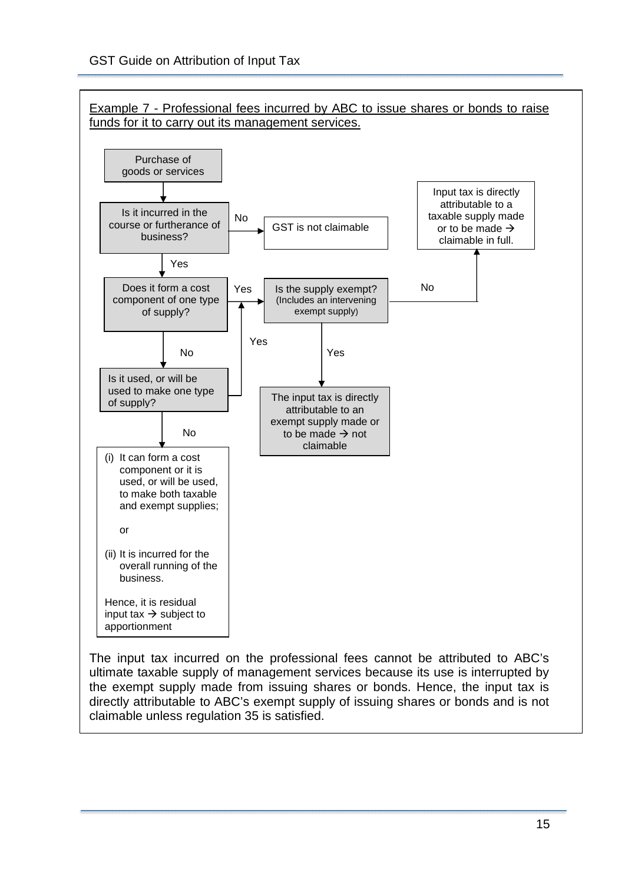Example 7 - Professional fees incurred by ABC to issue shares or bonds to raise funds for it to carry out its management services.

Purchase of goods or services

Is it incurred in the course or furtherance of business?

- No → GST is not claimable
- Yes → Does it form a cost component of one type of supply?
  - Yes → Is the supply exempt? (Includes an intervening exempt supply)
    - No → Input tax is directly attributable to a taxable supply made or to be made → claimable in full.
    - Yes → The input tax is directly attributable to an exempt supply made or to be made → not claimable
  - No → Is it used, or will be used to make one type of supply?
    - Yes → Is the supply exempt? (Includes an intervening exempt supply)
    - No →
      - (i) It can form a cost component or it is used, or will be used, to make both taxable and exempt supplies;

        or

      - (ii) It is incurred for the overall running of the business.

      Hence, it is residual input tax → subject to apportionment

The input tax incurred on the professional fees cannot be attributed to ABC's ultimate taxable supply of management services because its use is interrupted by the exempt supply made from issuing shares or bonds. Hence, the input tax is directly attributable to ABC's exempt supply of issuing shares or bonds and is not claimable unless regulation 35 is satisfied.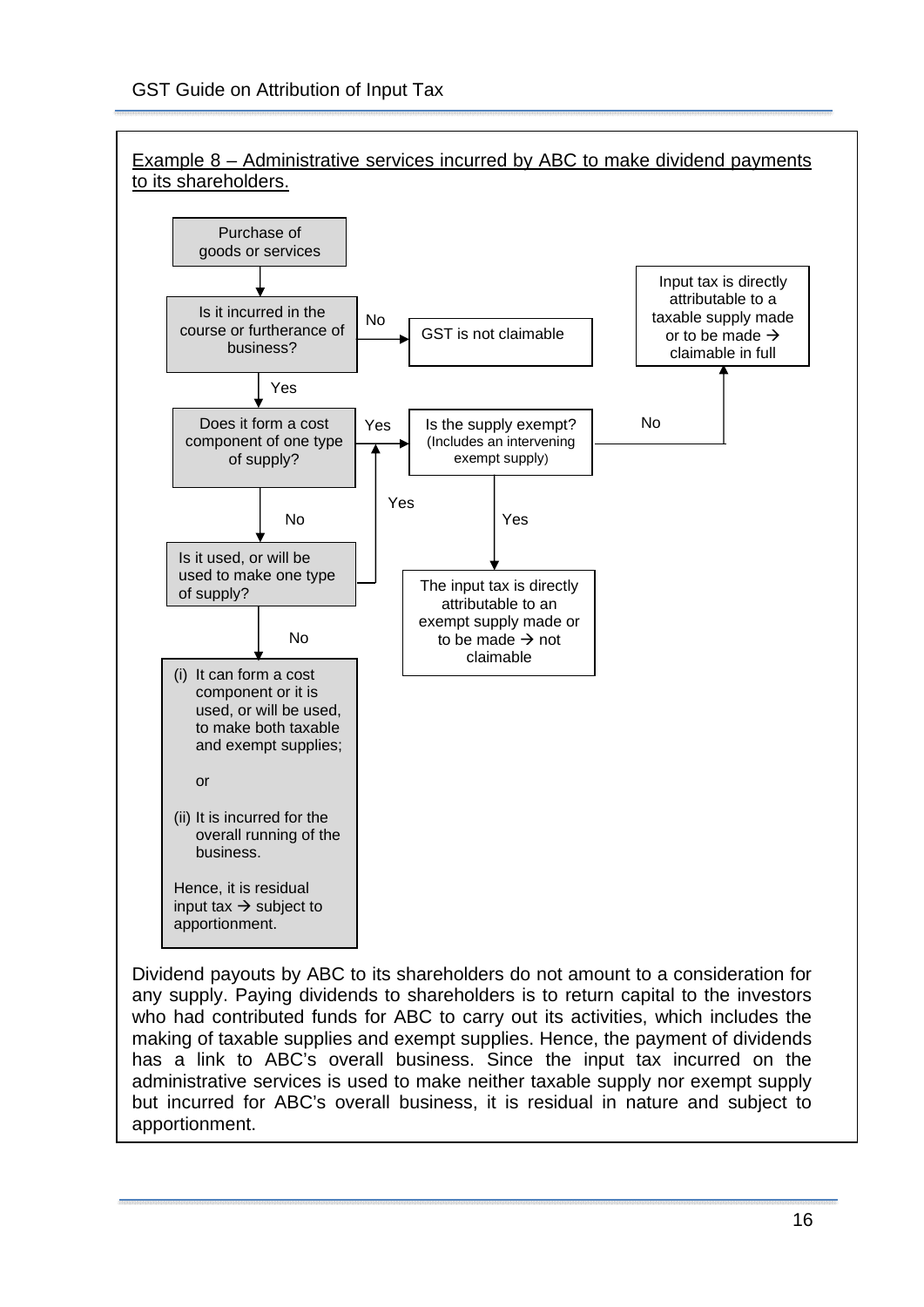Example 8 – Administrative services incurred by ABC to make dividend payments to its shareholders.

Purchase of goods or services

Is it incurred in the course or furtherance of business?

No → GST is not claimable

Yes ↓

Does it form a cost component of one type of supply?

Yes → Is the supply exempt? (Includes an intervening exempt supply)

No → Input tax is directly attributable to a taxable supply made or to be made → claimable in full

Yes → The input tax is directly attributable to an exempt supply made or to be made → not claimable

No ↓

Is it used, or will be used to make one type of supply?

Yes → Is the supply exempt? (Includes an intervening exempt supply)

No ↓

(i) It can form a cost component or it is used, or will be used, to make both taxable and exempt supplies;

or

(ii) It is incurred for the overall running of the business.

Hence, it is residual input tax → subject to apportionment.

Dividend payouts by ABC to its shareholders do not amount to a consideration for any supply. Paying dividends to shareholders is to return capital to the investors who had contributed funds for ABC to carry out its activities, which includes the making of taxable supplies and exempt supplies. Hence, the payment of dividends has a link to ABC's overall business. Since the input tax incurred on the administrative services is used to make neither taxable supply nor exempt supply but incurred for ABC's overall business, it is residual in nature and subject to apportionment.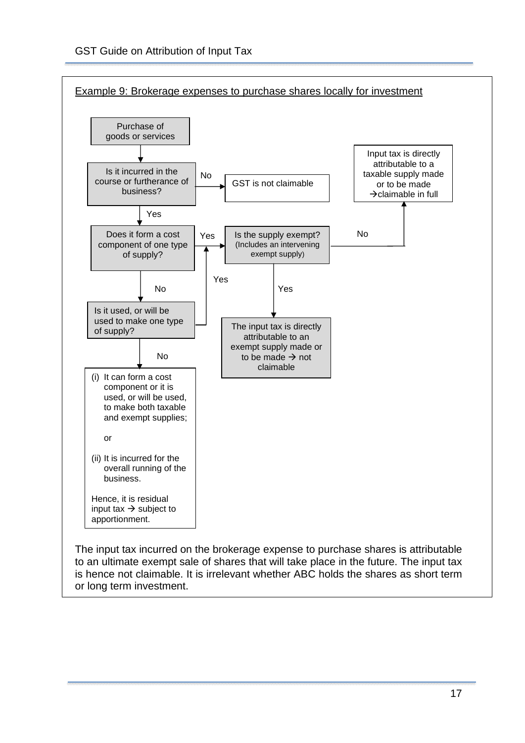Example 9: Brokerage expenses to purchase shares locally for investment

Purchase of goods or services

Is it incurred in the course or furtherance of business?

No → GST is not claimable

Yes

Does it form a cost component of one type of supply?

Yes → Is the supply exempt? (Includes an intervening exempt supply)

No → Input tax is directly attributable to a taxable supply made or to be made →claimable in full

Yes → The input tax is directly attributable to an exempt supply made or to be made → not claimable

No

Is it used, or will be used to make one type of supply?

Yes → Is the supply exempt?

No

(i) It can form a cost component or it is used, or will be used, to make both taxable and exempt supplies;

or

(ii) It is incurred for the overall running of the business.

Hence, it is residual input tax → subject to apportionment.

The input tax incurred on the brokerage expense to purchase shares is attributable to an ultimate exempt sale of shares that will take place in the future. The input tax is hence not claimable. It is irrelevant whether ABC holds the shares as short term or long term investment.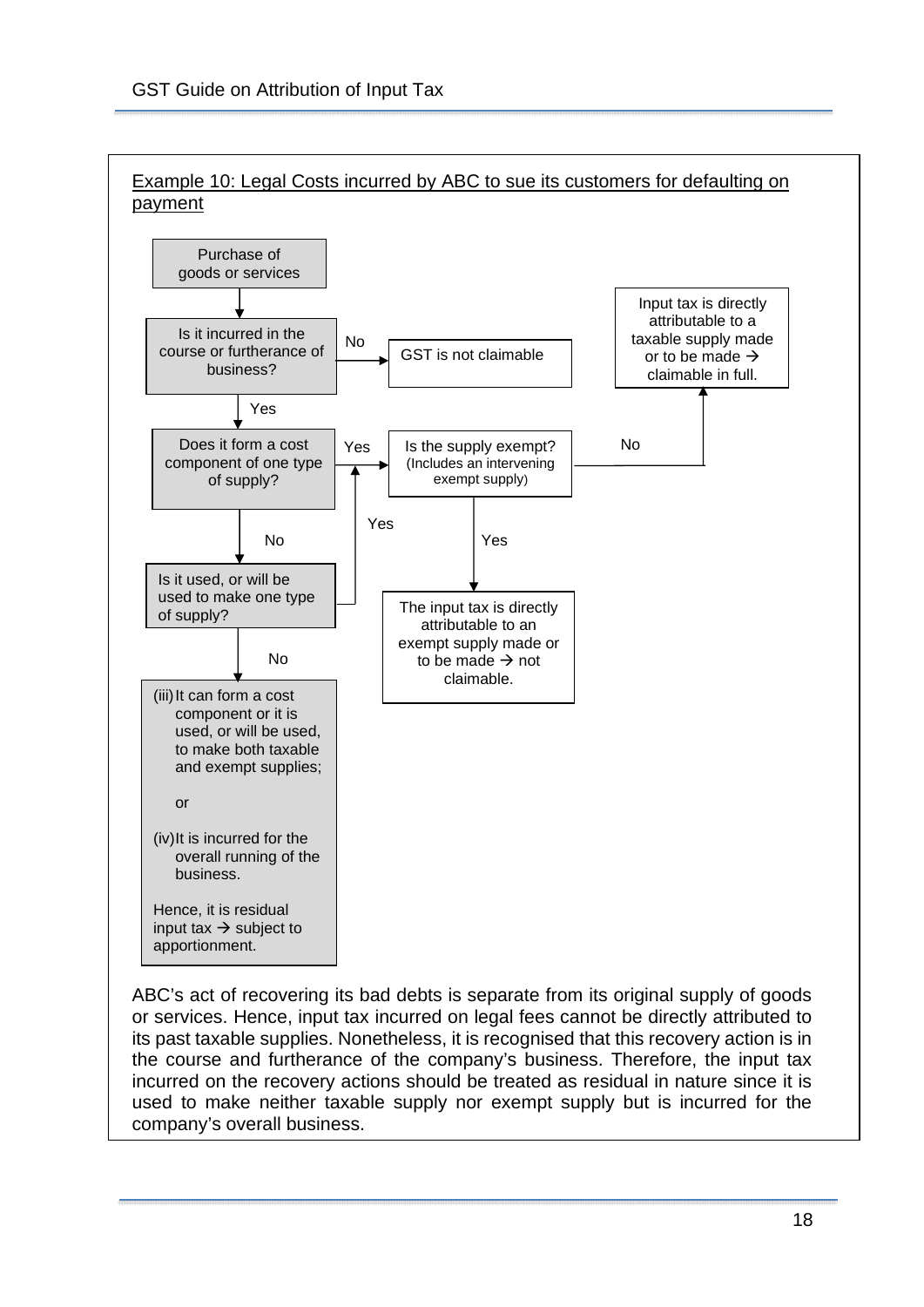Example 10: Legal Costs incurred by ABC to sue its customers for defaulting on payment

Purchase of goods or services

Is it incurred in the course or furtherance of business?

No → GST is not claimable

Yes

Does it form a cost component of one type of supply?

Yes → Is the supply exempt? (Includes an intervening exempt supply)

No → Input tax is directly attributable to a taxable supply made or to be made → claimable in full.

Yes → The input tax is directly attributable to an exempt supply made or to be made → not claimable.

No

Is it used, or will be used to make one type of supply?

Yes → Is the supply exempt?

No

(iii) It can form a cost component or it is used, or will be used, to make both taxable and exempt supplies;

or

(iv) It is incurred for the overall running of the business.

Hence, it is residual input tax → subject to apportionment.

ABC's act of recovering its bad debts is separate from its original supply of goods or services. Hence, input tax incurred on legal fees cannot be directly attributed to its past taxable supplies. Nonetheless, it is recognised that this recovery action is in the course and furtherance of the company's business. Therefore, the input tax incurred on the recovery actions should be treated as residual in nature since it is used to make neither taxable supply nor exempt supply but is incurred for the company's overall business.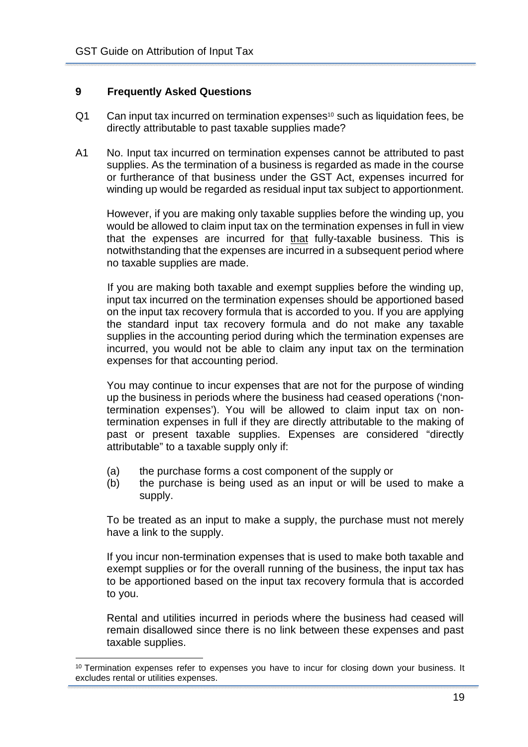## 9 Frequently Asked Questions

Q1 Can input tax incurred on termination expenses[10] such as liquidation fees, be directly attributable to past taxable supplies made?

A1 No. Input tax incurred on termination expenses cannot be attributed to past supplies. As the termination of a business is regarded as made in the course or furtherance of that business under the GST Act, expenses incurred for winding up would be regarded as residual input tax subject to apportionment.

However, if you are making only taxable supplies before the winding up, you would be allowed to claim input tax on the termination expenses in full in view that the expenses are incurred for <u>that</u> fully-taxable business. This is notwithstanding that the expenses are incurred in a subsequent period where no taxable supplies are made.

If you are making both taxable and exempt supplies before the winding up, input tax incurred on the termination expenses should be apportioned based on the input tax recovery formula that is accorded to you. If you are applying the standard input tax recovery formula and do not make any taxable supplies in the accounting period during which the termination expenses are incurred, you would not be able to claim any input tax on the termination expenses for that accounting period.

You may continue to incur expenses that are not for the purpose of winding up the business in periods where the business had ceased operations ('non-termination expenses'). You will be allowed to claim input tax on non-termination expenses in full if they are directly attributable to the making of past or present taxable supplies. Expenses are considered "directly attributable" to a taxable supply only if:

(a) the purchase forms a cost component of the supply or
(b) the purchase is being used as an input or will be used to make a supply.

To be treated as an input to make a supply, the purchase must not merely have a link to the supply.

If you incur non-termination expenses that is used to make both taxable and exempt supplies or for the overall running of the business, the input tax has to be apportioned based on the input tax recovery formula that is accorded to you.

Rental and utilities incurred in periods where the business had ceased will remain disallowed since there is no link between these expenses and past taxable supplies.

---

[10] Termination expenses refer to expenses you have to incur for closing down your business. It excludes rental or utilities expenses.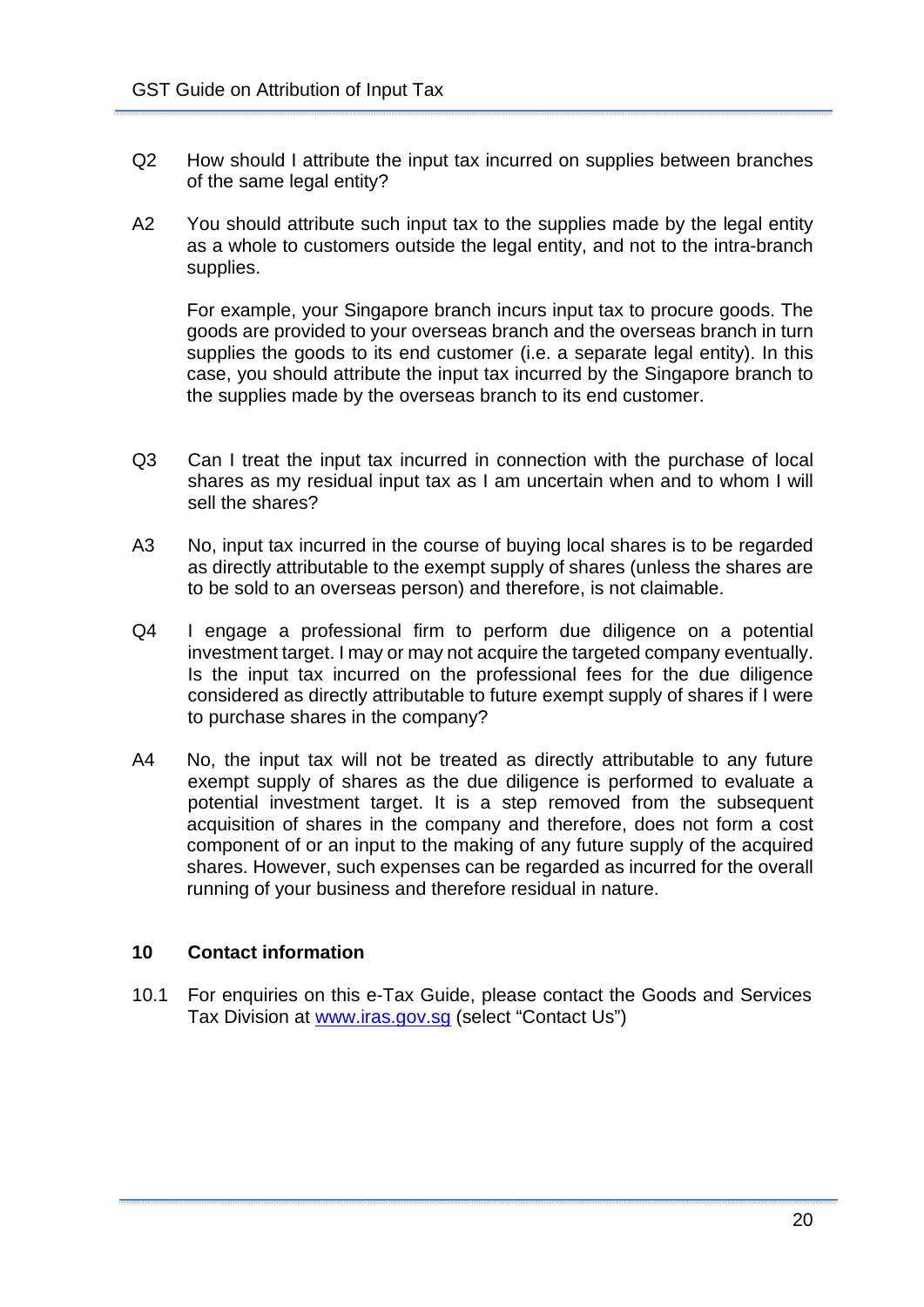Q2 How should I attribute the input tax incurred on supplies between branches of the same legal entity?

A2 You should attribute such input tax to the supplies made by the legal entity as a whole to customers outside the legal entity, and not to the intra-branch supplies.

For example, your Singapore branch incurs input tax to procure goods. The goods are provided to your overseas branch and the overseas branch in turn supplies the goods to its end customer (i.e. a separate legal entity). In this case, you should attribute the input tax incurred by the Singapore branch to the supplies made by the overseas branch to its end customer.

Q3 Can I treat the input tax incurred in connection with the purchase of local shares as my residual input tax as I am uncertain when and to whom I will sell the shares?

A3 No, input tax incurred in the course of buying local shares is to be regarded as directly attributable to the exempt supply of shares (unless the shares are to be sold to an overseas person) and therefore, is not claimable.

Q4 I engage a professional firm to perform due diligence on a potential investment target. I may or may not acquire the targeted company eventually. Is the input tax incurred on the professional fees for the due diligence considered as directly attributable to future exempt supply of shares if I were to purchase shares in the company?

A4 No, the input tax will not be treated as directly attributable to any future exempt supply of shares as the due diligence is performed to evaluate a potential investment target. It is a step removed from the subsequent acquisition of shares in the company and therefore, does not form a cost component of or an input to the making of any future supply of the acquired shares. However, such expenses can be regarded as incurred for the overall running of your business and therefore residual in nature.

## 10 Contact information

10.1 For enquiries on this e-Tax Guide, please contact the Goods and Services Tax Division at [www.iras.gov.sg](http://www.iras.gov.sg) (select "Contact Us")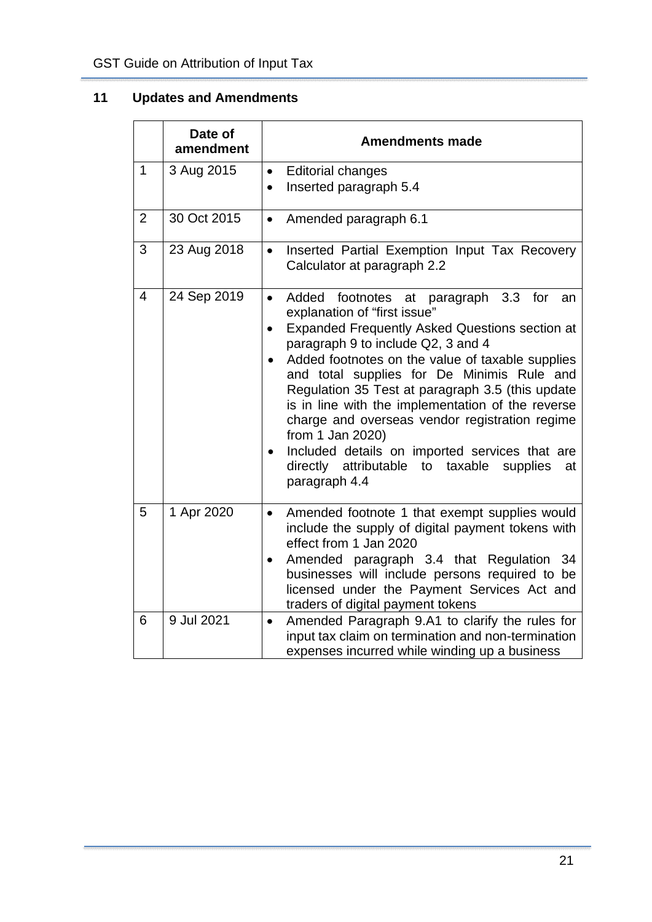## 11 Updates and Amendments

| | Date of amendment | Amendments made |
|---|---|---|
| 1 | 3 Aug 2015 | • Editorial changes<br>• Inserted paragraph 5.4 |
| 2 | 30 Oct 2015 | • Amended paragraph 6.1 |
| 3 | 23 Aug 2018 | • Inserted Partial Exemption Input Tax Recovery Calculator at paragraph 2.2 |
| 4 | 24 Sep 2019 | • Added footnotes at paragraph 3.3 for an explanation of "first issue"<br>• Expanded Frequently Asked Questions section at paragraph 9 to include Q2, 3 and 4<br>• Added footnotes on the value of taxable supplies and total supplies for De Minimis Rule and Regulation 35 Test at paragraph 3.5 (this update is in line with the implementation of the reverse charge and overseas vendor registration regime from 1 Jan 2020)<br>• Included details on imported services that are directly attributable to taxable supplies at paragraph 4.4 |
| 5 | 1 Apr 2020 | • Amended footnote 1 that exempt supplies would include the supply of digital payment tokens with effect from 1 Jan 2020<br>• Amended paragraph 3.4 that Regulation 34 businesses will include persons required to be licensed under the Payment Services Act and traders of digital payment tokens |
| 6 | 9 Jul 2021 | • Amended Paragraph 9.A1 to clarify the rules for input tax claim on termination and non-termination expenses incurred while winding up a business |